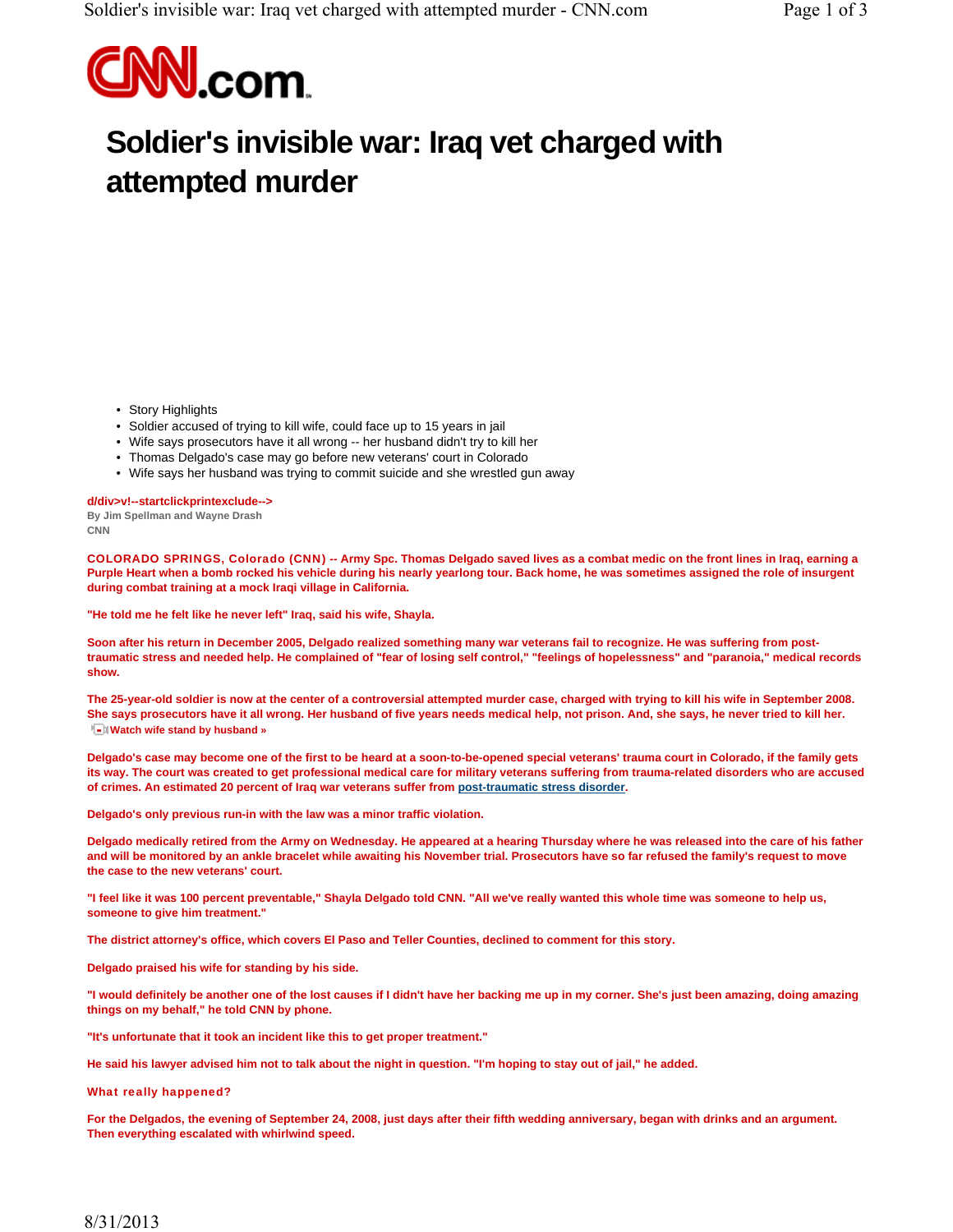# Soldier's invisible war: Iraq vet charged with attempted murder

- Story Highlights
- Soldier accused of trying to kill wife, could face up to 15 years in jail
- Wife says prosecutors have it all wrong -- her husband didn't try to kill her
- Thomas Delgado's case may go before new veterans' court in Colorado
- Wife says her husband was trying to commit suicide and she wrestled gun away

d/div>v!--startclickprintexclude-->

By Jim Spellman and Wayne Drash

CNN

**COLORADO SPRINGS, Colorado (CNN) -- Army Spc. Thomas Delgado saved lives as a combat medic on the front lines in Iraq, earning a Purple Heart when a bomb rocked his vehicle during his nearly yearlong tour. Back home, he was sometimes assigned the role of insurgent during combat training at a mock Iraqi village in California.**

**"He told me he felt like he never left" Iraq, said his wife, Shayla.**

**Soon after his return in December 2005, Delgado realized something many war veterans fail to recognize. He was suffering from post-traumatic stress and needed help. He complained of "fear of losing self control," "feelings of hopelessness" and "paranoia," medical records show.**

**The 25-year-old soldier is now at the center of a controversial attempted murder case, charged with trying to kill his wife in September 2008. She says prosecutors have it all wrong. Her husband of five years needs medical help, not prison. And, she says, he never tried to kill her.**

**Watch wife stand by husband »**

**Delgado's case may become one of the first to be heard at a soon-to-be-opened special veterans' trauma court in Colorado, if the family gets its way. The court was created to get professional medical care for military veterans suffering from trauma-related disorders who are accused of crimes. An estimated 20 percent of Iraq war veterans suffer from post-traumatic stress disorder.**

**Delgado's only previous run-in with the law was a minor traffic violation.**

**Delgado medically retired from the Army on Wednesday. He appeared at a hearing Thursday where he was released into the care of his father and will be monitored by an ankle bracelet while awaiting his November trial. Prosecutors have so far refused the family's request to move the case to the new veterans' court.**

**"I feel like it was 100 percent preventable," Shayla Delgado told CNN. "All we've really wanted this whole time was someone to help us, someone to give him treatment."**

**The district attorney's office, which covers El Paso and Teller Counties, declined to comment for this story.**

**Delgado praised his wife for standing by his side.**

**"I would definitely be another one of the lost causes if I didn't have her backing me up in my corner. She's just been amazing, doing amazing things on my behalf," he told CNN by phone.**

**"It's unfortunate that it took an incident like this to get proper treatment."**

**He said his lawyer advised him not to talk about the night in question. "I'm hoping to stay out of jail," he added.**

### What really happened?

**For the Delgados, the evening of September 24, 2008, just days after their fifth wedding anniversary, began with drinks and an argument. Then everything escalated with whirlwind speed.**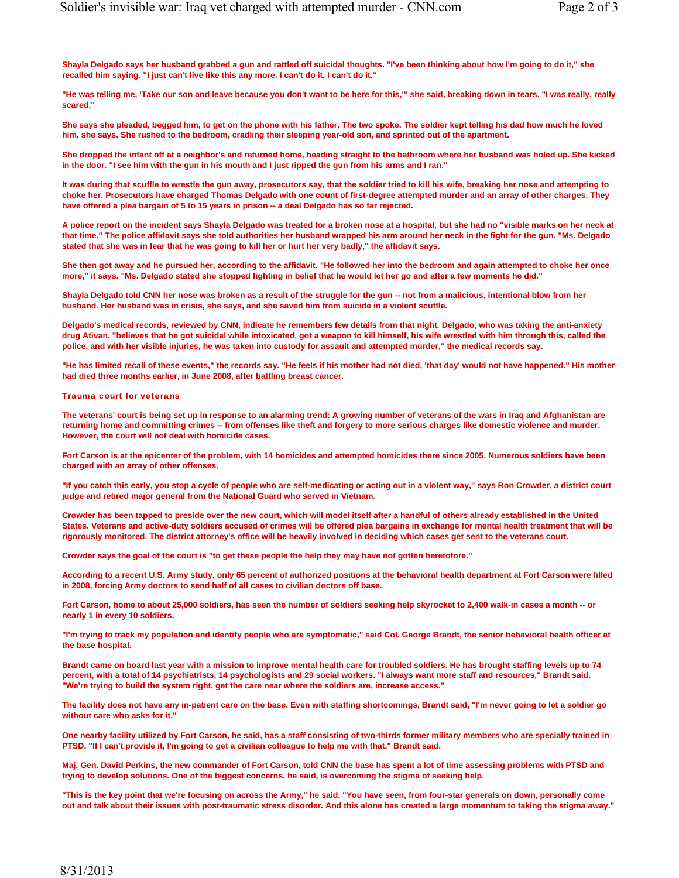Shayla Delgado says her husband grabbed a gun and rattled off suicidal thoughts. "I've been thinking about how I'm going to do it," she recalled him saying. "I just can't live like this any more. I can't do it, I can't do it."

"He was telling me, 'Take our son and leave because you don't want to be here for this,'" she said, breaking down in tears. "I was really, really scared."

She says she pleaded, begged him, to get on the phone with his father. The two spoke. The soldier kept telling his dad how much he loved him, she says. She rushed to the bedroom, cradling their sleeping year-old son, and sprinted out of the apartment.

She dropped the infant off at a neighbor's and returned home, heading straight to the bathroom where her husband was holed up. She kicked in the door. "I see him with the gun in his mouth and I just ripped the gun from his arms and I ran."

It was during that scuffle to wrestle the gun away, prosecutors say, that the soldier tried to kill his wife, breaking her nose and attempting to choke her. Prosecutors have charged Thomas Delgado with one count of first-degree attempted murder and an array of other charges. They have offered a plea bargain of 5 to 15 years in prison -- a deal Delgado has so far rejected.

A police report on the incident says Shayla Delgado was treated for a broken nose at a hospital, but she had no "visible marks on her neck at that time." The police affidavit says she told authorities her husband wrapped his arm around her neck in the fight for the gun. "Ms. Delgado stated that she was in fear that he was going to kill her or hurt her very badly," the affidavit says.

She then got away and he pursued her, according to the affidavit. "He followed her into the bedroom and again attempted to choke her once more," it says. "Ms. Delgado stated she stopped fighting in belief that he would let her go and after a few moments he did."

Shayla Delgado told CNN her nose was broken as a result of the struggle for the gun -- not from a malicious, intentional blow from her husband. Her husband was in crisis, she says, and she saved him from suicide in a violent scuffle.

Delgado's medical records, reviewed by CNN, indicate he remembers few details from that night. Delgado, who was taking the anti-anxiety drug Ativan, "believes that he got suicidal while intoxicated, got a weapon to kill himself, his wife wrestled with him through this, called the police, and with her visible injuries, he was taken into custody for assault and attempted murder," the medical records say.

"He has limited recall of these events," the records say. "He feels if his mother had not died, 'that day' would not have happened." His mother had died three months earlier, in June 2008, after battling breast cancer.

## Trauma court for veterans

The veterans' court is being set up in response to an alarming trend: A growing number of veterans of the wars in Iraq and Afghanistan are returning home and committing crimes -- from offenses like theft and forgery to more serious charges like domestic violence and murder. However, the court will not deal with homicide cases.

Fort Carson is at the epicenter of the problem, with 14 homicides and attempted homicides there since 2005. Numerous soldiers have been charged with an array of other offenses.

"If you catch this early, you stop a cycle of people who are self-medicating or acting out in a violent way," says Ron Crowder, a district court judge and retired major general from the National Guard who served in Vietnam.

Crowder has been tapped to preside over the new court, which will model itself after a handful of others already established in the United States. Veterans and active-duty soldiers accused of crimes will be offered plea bargains in exchange for mental health treatment that will be rigorously monitored. The district attorney's office will be heavily involved in deciding which cases get sent to the veterans court.

Crowder says the goal of the court is "to get these people the help they may have not gotten heretofore."

According to a recent U.S. Army study, only 65 percent of authorized positions at the behavioral health department at Fort Carson were filled in 2008, forcing Army doctors to send half of all cases to civilian doctors off base.

Fort Carson, home to about 25,000 soldiers, has seen the number of soldiers seeking help skyrocket to 2,400 walk-in cases a month -- or nearly 1 in every 10 soldiers.

"I'm trying to track my population and identify people who are symptomatic," said Col. George Brandt, the senior behavioral health officer at the base hospital.

Brandt came on board last year with a mission to improve mental health care for troubled soldiers. He has brought staffing levels up to 74 percent, with a total of 14 psychiatrists, 14 psychologists and 29 social workers. "I always want more staff and resources," Brandt said. "We're trying to build the system right, get the care near where the soldiers are, increase access."

The facility does not have any in-patient care on the base. Even with staffing shortcomings, Brandt said, "I'm never going to let a soldier go without care who asks for it."

One nearby facility utilized by Fort Carson, he said, has a staff consisting of two-thirds former military members who are specially trained in PTSD. "If I can't provide it, I'm going to get a civilian colleague to help me with that," Brandt said.

Maj. Gen. David Perkins, the new commander of Fort Carson, told CNN the base has spent a lot of time assessing problems with PTSD and trying to develop solutions. One of the biggest concerns, he said, is overcoming the stigma of seeking help.

"This is the key point that we're focusing on across the Army," he said. "You have seen, from four-star generals on down, personally come out and talk about their issues with post-traumatic stress disorder. And this alone has created a large momentum to taking the stigma away."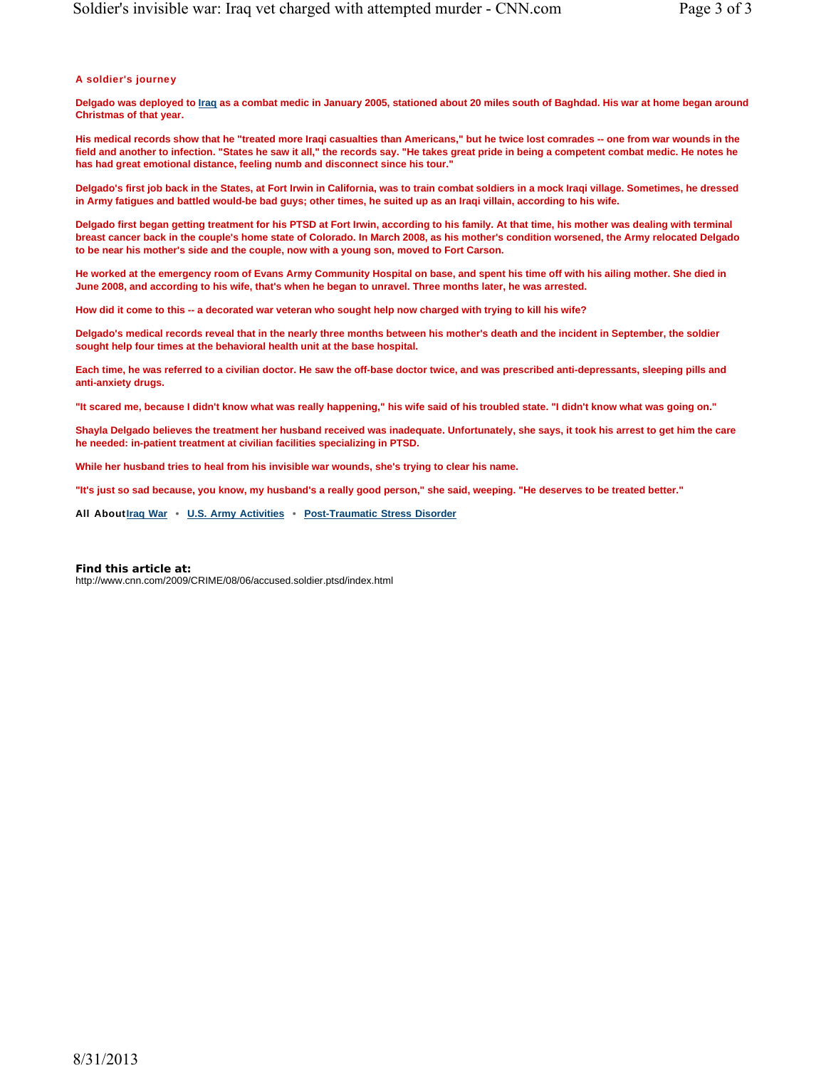### A soldier's journey

Delgado was deployed to Iraq as a combat medic in January 2005, stationed about 20 miles south of Baghdad. His war at home began around Christmas of that year.

His medical records show that he "treated more Iraqi casualties than Americans," but he twice lost comrades -- one from war wounds in the field and another to infection. "States he saw it all," the records say. "He takes great pride in being a competent combat medic. He notes he has had great emotional distance, feeling numb and disconnect since his tour."

Delgado's first job back in the States, at Fort Irwin in California, was to train combat soldiers in a mock Iraqi village. Sometimes, he dressed in Army fatigues and battled would-be bad guys; other times, he suited up as an Iraqi villain, according to his wife.

Delgado first began getting treatment for his PTSD at Fort Irwin, according to his family. At that time, his mother was dealing with terminal breast cancer back in the couple's home state of Colorado. In March 2008, as his mother's condition worsened, the Army relocated Delgado to be near his mother's side and the couple, now with a young son, moved to Fort Carson.

He worked at the emergency room of Evans Army Community Hospital on base, and spent his time off with his ailing mother. She died in June 2008, and according to his wife, that's when he began to unravel. Three months later, he was arrested.

How did it come to this -- a decorated war veteran who sought help now charged with trying to kill his wife?

Delgado's medical records reveal that in the nearly three months between his mother's death and the incident in September, the soldier sought help four times at the behavioral health unit at the base hospital.

Each time, he was referred to a civilian doctor. He saw the off-base doctor twice, and was prescribed anti-depressants, sleeping pills and anti-anxiety drugs.

"It scared me, because I didn't know what was really happening," his wife said of his troubled state. "I didn't know what was going on."

Shayla Delgado believes the treatment her husband received was inadequate. Unfortunately, she says, it took his arrest to get him the care he needed: in-patient treatment at civilian facilities specializing in PTSD.

While her husband tries to heal from his invisible war wounds, she's trying to clear his name.

"It's just so sad because, you know, my husband's a really good person," she said, weeping. "He deserves to be treated better."

All About Iraq War • U.S. Army Activities • Post-Traumatic Stress Disorder

**Find this article at:**
http://www.cnn.com/2009/CRIME/08/06/accused.soldier.ptsd/index.html